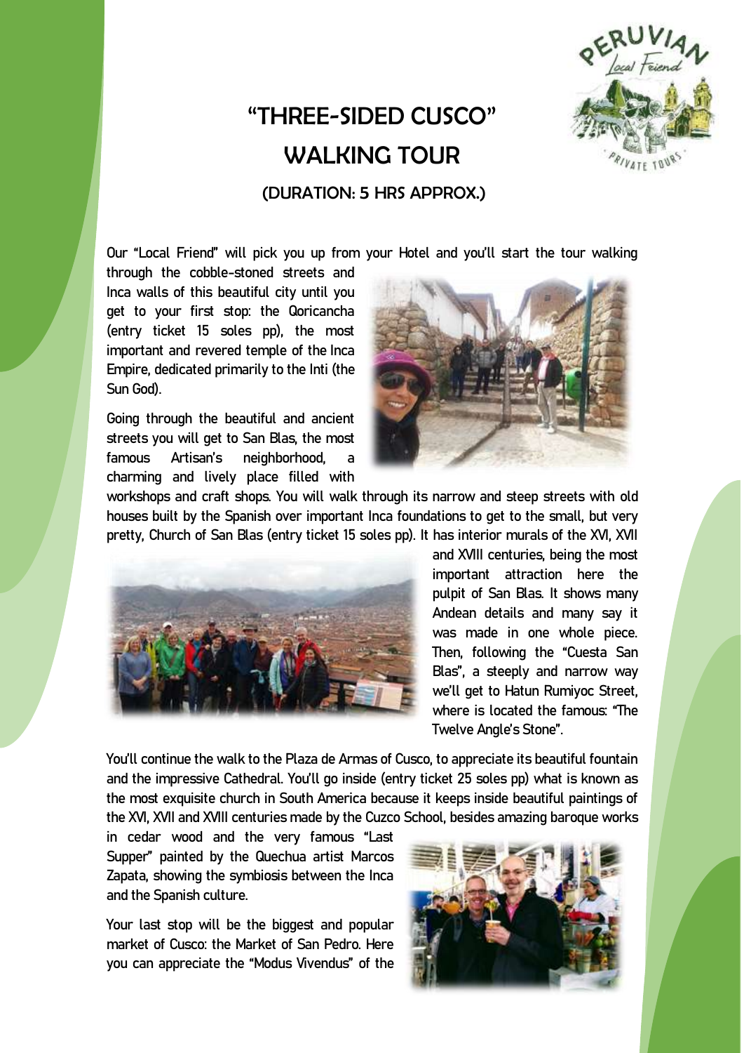# "THREE-SIDED CUSCO" WALKING TOUR

## (DURATION: 5 HRS APPROX.)

Our "Local Friend" will pick you up from your Hotel and you'll start the tour walking through the cobble-stoned streets and Inca walls of this beautiful city until you get to your first stop: the Qoricancha (entry ticket 15 soles pp), the most important and revered temple of the Inca Empire, dedicated primarily to the Inti (the Sun God).

Going through the beautiful and ancient streets you will get to San Blas, the most famous Artisan's neighborhood, a charming and lively place filled with workshops and craft shops. You will walk through its narrow and steep streets with old houses built by the Spanish over important Inca foundations to get to the small, but very pretty, Church of San Blas (entry ticket 15 soles pp). It has interior murals of the XVI, XVII and XVIII centuries, being the most important attraction here the pulpit of San Blas. It shows many Andean details and many say it was made in one whole piece. Then, following the "Cuesta San Blas", a steeply and narrow way we'll get to Hatun Rumiyoc Street, where is located the famous: "The Twelve Angle's Stone".

You'll continue the walk to the Plaza de Armas of Cusco, to appreciate its beautiful fountain and the impressive Cathedral. You'll go inside (entry ticket 25 soles pp) what is known as the most exquisite church in South America because it keeps inside beautiful paintings of the XVI, XVII and XVIII centuries made by the Cuzco School, besides amazing baroque works in cedar wood and the very famous "Last Supper" painted by the Quechua artist Marcos Zapata, showing the symbiosis between the Inca and the Spanish culture.

Your last stop will be the biggest and popular market of Cusco: the Market of San Pedro. Here you can appreciate the "Modus Vivendus" of the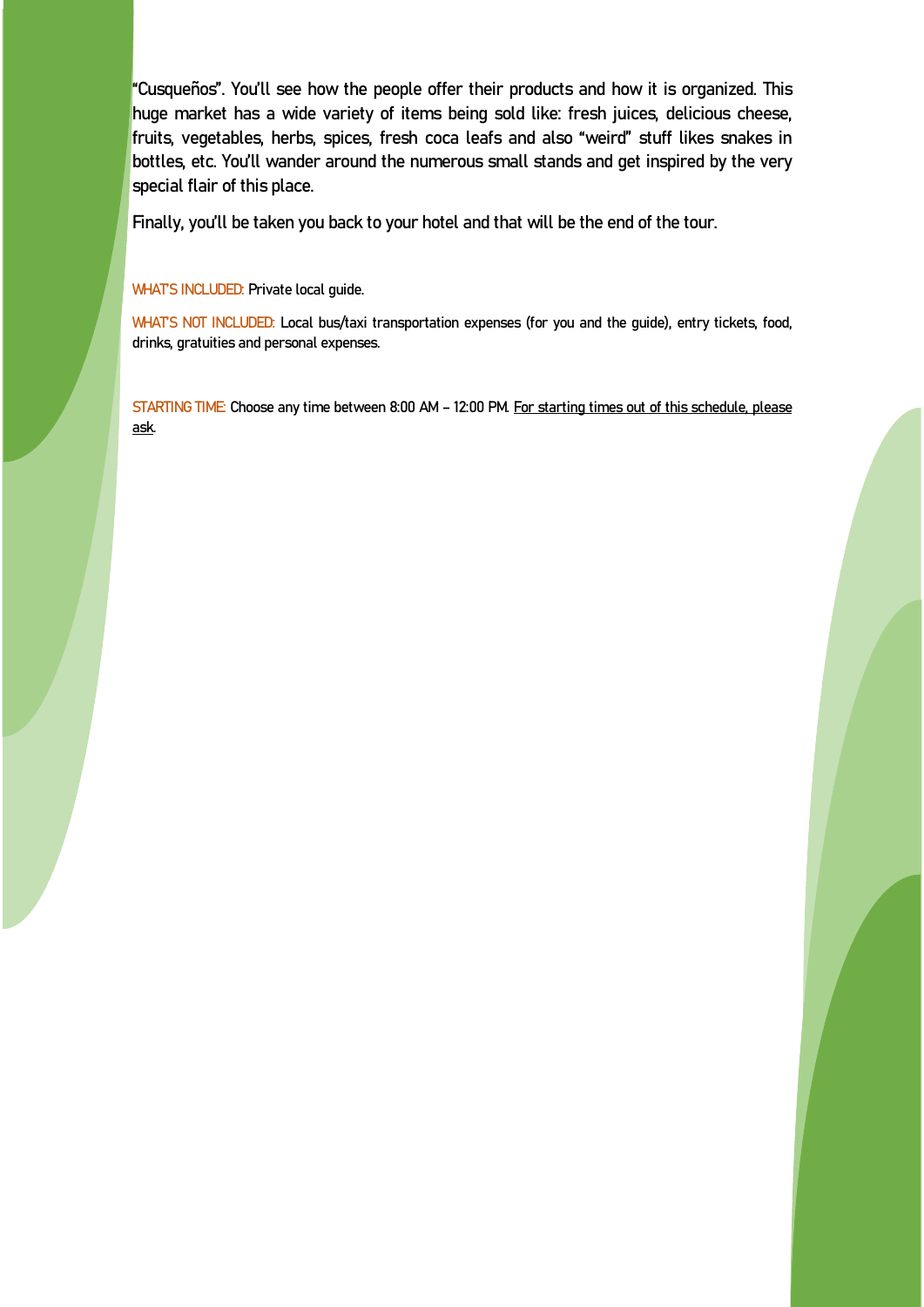"Cusqueños". You'll see how the people offer their products and how it is organized. This huge market has a wide variety of items being sold like: fresh juices, delicious cheese, fruits, vegetables, herbs, spices, fresh coca leafs and also "weird" stuff likes snakes in bottles, etc. You'll wander around the numerous small stands and get inspired by the very special flair of this place.

Finally, you'll be taken you back to your hotel and that will be the end of the tour.

WHAT'S INCLUDED: Private local guide.

WHAT'S NOT INCLUDED: Local bus/taxi transportation expenses (for you and the guide), entry tickets, food, drinks, gratuities and personal expenses.

STARTING TIME: Choose any time between 8:00 AM – 12:00 PM. For starting times out of this schedule, please ask.